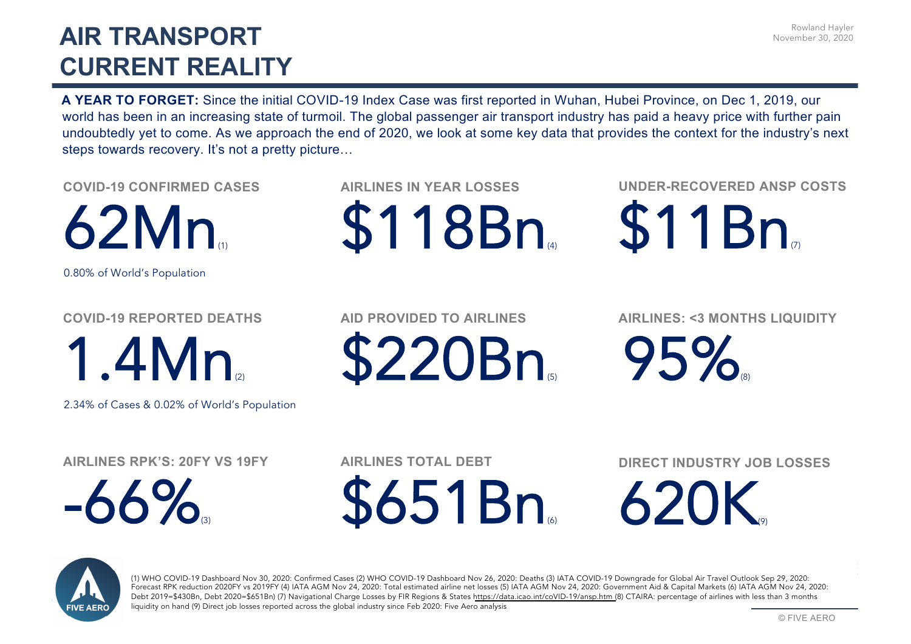# AIR TRANSPORT CURRENT REALITY

Rowland Hayler
November 30, 2020

**A YEAR TO FORGET:** Since the initial COVID-19 Index Case was first reported in Wuhan, Hubei Province, on Dec 1, 2019, our world has been in an increasing state of turmoil. The global passenger air transport industry has paid a heavy price with further pain undoubtedly yet to come. As we approach the end of 2020, we look at some key data that provides the context for the industry's next steps towards recovery. It's not a pretty picture…

**COVID-19 CONFIRMED CASES**

62Mn (1)

0.80% of World's Population

**AIRLINES IN YEAR LOSSES**

$118Bn (4)

**UNDER-RECOVERED ANSP COSTS**

$11Bn (7)

**COVID-19 REPORTED DEATHS**

1.4Mn (2)

2.34% of Cases & 0.02% of World's Population

**AID PROVIDED TO AIRLINES**

$220Bn (5)

**AIRLINES: <3 MONTHS LIQUIDITY**

95% (8)

**AIRLINES RPK'S: 20FY VS 19FY**

-66% (3)

**AIRLINES TOTAL DEBT**

$651Bn (6)

**DIRECT INDUSTRY JOB LOSSES**

620K (9)

(1) WHO COVID-19 Dashboard Nov 30, 2020: Confirmed Cases (2) WHO COVID-19 Dashboard Nov 26, 2020: Deaths (3) IATA COVID-19 Downgrade for Global Air Travel Outlook Sep 29, 2020: Forecast RPK reduction 2020FY vs 2019FY (4) IATA AGM Nov 24, 2020: Total estimated airline net losses (5) IATA AGM Nov 24, 2020: Government Aid & Capital Markets (6) IATA AGM Nov 24, 2020: Debt 2019=$430Bn, Debt 2020=$651Bn) (7) Navigational Charge Losses by FIR Regions & States https://data.icao.int/coVID-19/ansp.htm (8) CTAIRA: percentage of airlines with less than 3 months liquidity on hand (9) Direct job losses reported across the global industry since Feb 2020: Five Aero analysis

FIVE AERO

© FIVE AERO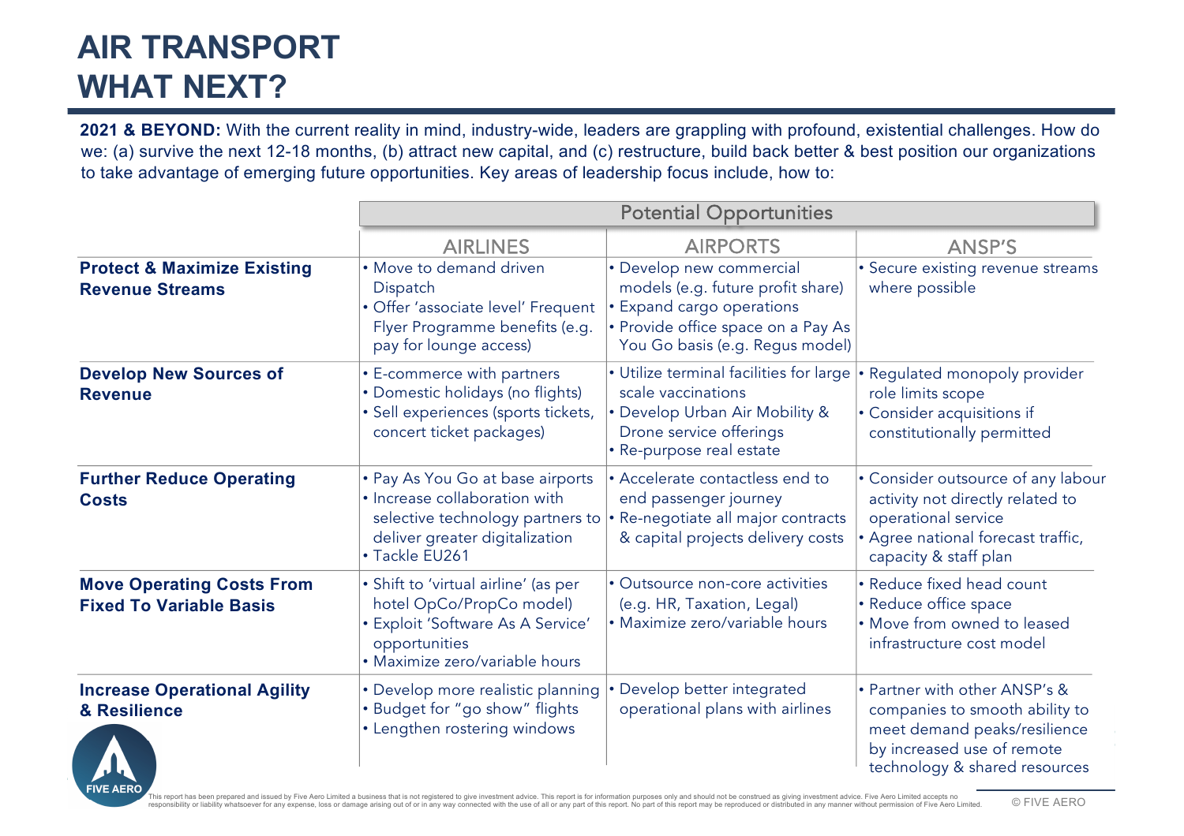# AIR TRANSPORT WHAT NEXT?

**2021 & BEYOND:** With the current reality in mind, industry-wide, leaders are grappling with profound, existential challenges. How do we: (a) survive the next 12-18 months, (b) attract new capital, and (c) restructure, build back better & best position our organizations to take advantage of emerging future opportunities. Key areas of leadership focus include, how to:

| | Potential Opportunities | | |
|---|---|---|---|
| | AIRLINES | AIRPORTS | ANSP'S |
| **Protect & Maximize Existing Revenue Streams** | • Move to demand driven Dispatch<br>• Offer 'associate level' Frequent Flyer Programme benefits (e.g. pay for lounge access) | • Develop new commercial models (e.g. future profit share)<br>• Expand cargo operations<br>• Provide office space on a Pay As You Go basis (e.g. Regus model) | • Secure existing revenue streams where possible |
| **Develop New Sources of Revenue** | • E-commerce with partners<br>• Domestic holidays (no flights)<br>• Sell experiences (sports tickets, concert ticket packages) | • Utilize terminal facilities for large scale vaccinations<br>• Develop Urban Air Mobility & Drone service offerings<br>• Re-purpose real estate | • Regulated monopoly provider role limits scope<br>• Consider acquisitions if constitutionally permitted |
| **Further Reduce Operating Costs** | • Pay As You Go at base airports<br>• Increase collaboration with selective technology partners to deliver greater digitalization<br>• Tackle EU261 | • Accelerate contactless end to end passenger journey<br>• Re-negotiate all major contracts & capital projects delivery costs | • Consider outsource of any labour activity not directly related to operational service<br>• Agree national forecast traffic, capacity & staff plan |
| **Move Operating Costs From Fixed To Variable Basis** | • Shift to 'virtual airline' (as per hotel OpCo/PropCo model)<br>• Exploit 'Software As A Service' opportunities<br>• Maximize zero/variable hours | • Outsource non-core activities (e.g. HR, Taxation, Legal)<br>• Maximize zero/variable hours | • Reduce fixed head count<br>• Reduce office space<br>• Move from owned to leased infrastructure cost model |
| **Increase Operational Agility & Resilience** | • Develop more realistic planning<br>• Budget for "go show" flights<br>• Lengthen rostering windows | • Develop better integrated operational plans with airlines | • Partner with other ANSP's & companies to smooth ability to meet demand peaks/resilience by increased use of remote technology & shared resources |

This report has been prepared and issued by Five Aero Limited a business that is not registered to give investment advice. This report is for information purposes only and should not be construed as giving investment advice. Five Aero Limited accepts no responsibility or liability whatsoever for any expense, loss or damage arising out of or in any way connected with the use of all or any part of this report. No part of this report may be reproduced or distributed in any manner without permission of Five Aero Limited.

© FIVE AERO